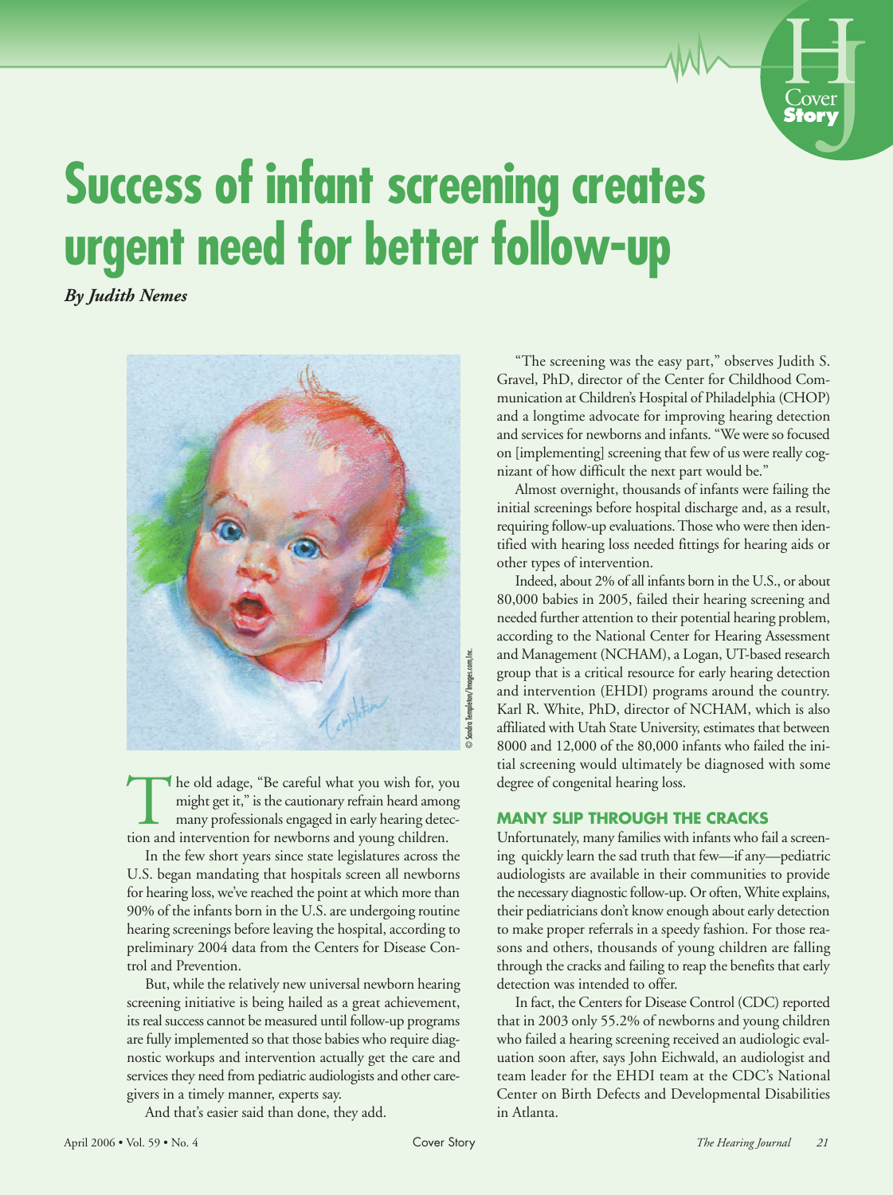# Success of infant screening creates urgent need for better follow-up

*By Judith Nemes*

The old adage, "Be careful what you wish for, you might get it," is the cautionary refrain heard among many professionals engaged in early hearing detection and intervention for newborns and young children.

In the few short years since state legislatures across the U.S. began mandating that hospitals screen all newborns for hearing loss, we've reached the point at which more than 90% of the infants born in the U.S. are undergoing routine hearing screenings before leaving the hospital, according to preliminary 2004 data from the Centers for Disease Control and Prevention.

But, while the relatively new universal newborn hearing screening initiative is being hailed as a great achievement, its real success cannot be measured until follow-up programs are fully implemented so that those babies who require diagnostic workups and intervention actually get the care and services they need from pediatric audiologists and other caregivers in a timely manner, experts say.

And that's easier said than done, they add.

"The screening was the easy part," observes Judith S. Gravel, PhD, director of the Center for Childhood Communication at Children's Hospital of Philadelphia (CHOP) and a longtime advocate for improving hearing detection and services for newborns and infants. "We were so focused on [implementing] screening that few of us were really cognizant of how difficult the next part would be."

Almost overnight, thousands of infants were failing the initial screenings before hospital discharge and, as a result, requiring follow-up evaluations. Those who were then identified with hearing loss needed fittings for hearing aids or other types of intervention.

Indeed, about 2% of all infants born in the U.S., or about 80,000 babies in 2005, failed their hearing screening and needed further attention to their potential hearing problem, according to the National Center for Hearing Assessment and Management (NCHAM), a Logan, UT-based research group that is a critical resource for early hearing detection and intervention (EHDI) programs around the country. Karl R. White, PhD, director of NCHAM, which is also affiliated with Utah State University, estimates that between 8000 and 12,000 of the 80,000 infants who failed the initial screening would ultimately be diagnosed with some degree of congenital hearing loss.

## MANY SLIP THROUGH THE CRACKS

Unfortunately, many families with infants who fail a screening quickly learn the sad truth that few—if any—pediatric audiologists are available in their communities to provide the necessary diagnostic follow-up. Or often, White explains, their pediatricians don't know enough about early detection to make proper referrals in a speedy fashion. For those reasons and others, thousands of young children are falling through the cracks and failing to reap the benefits that early detection was intended to offer.

In fact, the Centers for Disease Control (CDC) reported that in 2003 only 55.2% of newborns and young children who failed a hearing screening received an audiologic evaluation soon after, says John Eichwald, an audiologist and team leader for the EHDI team at the CDC's National Center on Birth Defects and Developmental Disabilities in Atlanta.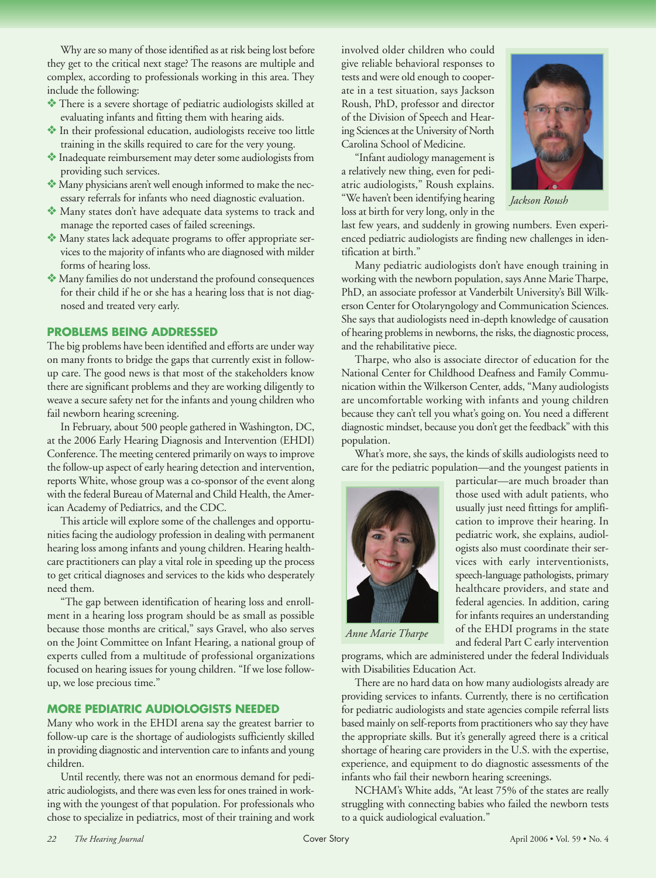Why are so many of those identified as at risk being lost before they get to the critical next stage? The reasons are multiple and complex, according to professionals working in this area. They include the following:

- There is a severe shortage of pediatric audiologists skilled at evaluating infants and fitting them with hearing aids.
- In their professional education, audiologists receive too little training in the skills required to care for the very young.
- Inadequate reimbursement may deter some audiologists from providing such services.
- Many physicians aren't well enough informed to make the necessary referrals for infants who need diagnostic evaluation.
- Many states don't have adequate data systems to track and manage the reported cases of failed screenings.
- Many states lack adequate programs to offer appropriate services to the majority of infants who are diagnosed with milder forms of hearing loss.
- Many families do not understand the profound consequences for their child if he or she has a hearing loss that is not diagnosed and treated very early.

## PROBLEMS BEING ADDRESSED

The big problems have been identified and efforts are under way on many fronts to bridge the gaps that currently exist in follow-up care. The good news is that most of the stakeholders know there are significant problems and they are working diligently to weave a secure safety net for the infants and young children who fail newborn hearing screening.

In February, about 500 people gathered in Washington, DC, at the 2006 Early Hearing Diagnosis and Intervention (EHDI) Conference. The meeting centered primarily on ways to improve the follow-up aspect of early hearing detection and intervention, reports White, whose group was a co-sponsor of the event along with the federal Bureau of Maternal and Child Health, the American Academy of Pediatrics, and the CDC.

This article will explore some of the challenges and opportunities facing the audiology profession in dealing with permanent hearing loss among infants and young children. Hearing healthcare practitioners can play a vital role in speeding up the process to get critical diagnoses and services to the kids who desperately need them.

"The gap between identification of hearing loss and enrollment in a hearing loss program should be as small as possible because those months are critical," says Gravel, who also serves on the Joint Committee on Infant Hearing, a national group of experts culled from a multitude of professional organizations focused on hearing issues for young children. "If we lose follow-up, we lose precious time."

## MORE PEDIATRIC AUDIOLOGISTS NEEDED

Many who work in the EHDI arena say the greatest barrier to follow-up care is the shortage of audiologists sufficiently skilled in providing diagnostic and intervention care to infants and young children.

Until recently, there was not an enormous demand for pediatric audiologists, and there was even less for ones trained in working with the youngest of that population. For professionals who chose to specialize in pediatrics, most of their training and work involved older children who could give reliable behavioral responses to tests and were old enough to cooperate in a test situation, says Jackson Roush, PhD, professor and director of the Division of Speech and Hearing Sciences at the University of North Carolina School of Medicine.

*Jackson Roush*

"Infant audiology management is a relatively new thing, even for pediatric audiologists," Roush explains. "We haven't been identifying hearing loss at birth for very long, only in the last few years, and suddenly in growing numbers. Even experienced pediatric audiologists are finding new challenges in identification at birth."

Many pediatric audiologists don't have enough training in working with the newborn population, says Anne Marie Tharpe, PhD, an associate professor at Vanderbilt University's Bill Wilkerson Center for Otolaryngology and Communication Sciences. She says that audiologists need in-depth knowledge of causation of hearing problems in newborns, the risks, the diagnostic process, and the rehabilitative piece.

Tharpe, who also is associate director of education for the National Center for Childhood Deafness and Family Communication within the Wilkerson Center, adds, "Many audiologists are uncomfortable working with infants and young children because they can't tell you what's going on. You need a different diagnostic mindset, because you don't get the feedback" with this population.

What's more, she says, the kinds of skills audiologists need to care for the pediatric population—and the youngest patients in particular—are much broader than those used with adult patients, who usually just need fittings for amplification to improve their hearing. In pediatric work, she explains, audiologists also must coordinate their services with early interventionists, speech-language pathologists, primary healthcare providers, and state and federal agencies. In addition, caring for infants requires an understanding of the EHDI programs in the state and federal Part C early intervention programs, which are administered under the federal Individuals with Disabilities Education Act.

*Anne Marie Tharpe*

There are no hard data on how many audiologists already are providing services to infants. Currently, there is no certification for pediatric audiologists and state agencies compile referral lists based mainly on self-reports from practitioners who say they have the appropriate skills. But it's generally agreed there is a critical shortage of hearing care providers in the U.S. with the expertise, experience, and equipment to do diagnostic assessments of the infants who fail their newborn hearing screenings.

NCHAM's White adds, "At least 75% of the states are really struggling with connecting babies who failed the newborn tests to a quick audiological evaluation."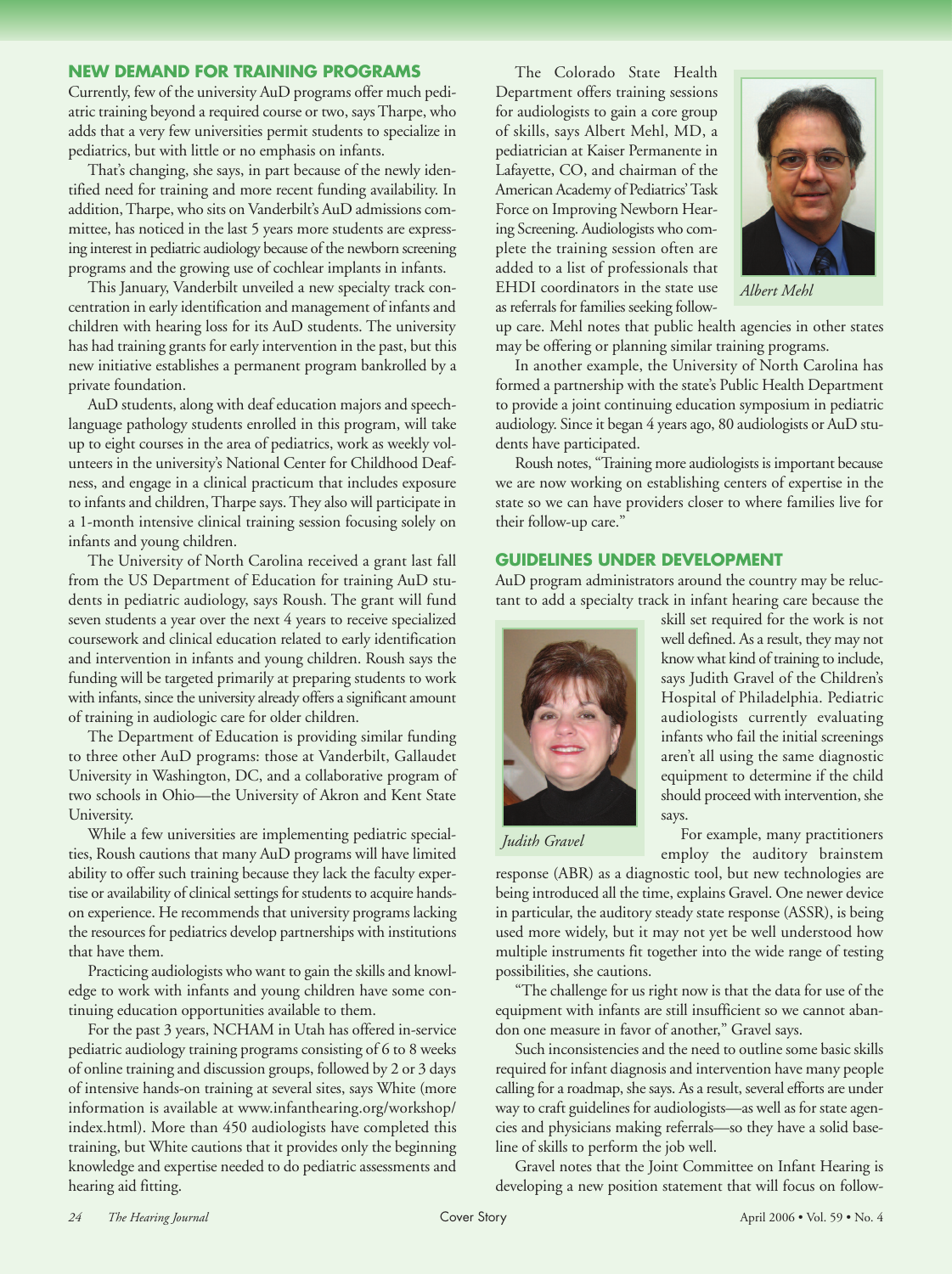## NEW DEMAND FOR TRAINING PROGRAMS

Currently, few of the university AuD programs offer much pediatric training beyond a required course or two, says Tharpe, who adds that a very few universities permit students to specialize in pediatrics, but with little or no emphasis on infants.

That's changing, she says, in part because of the newly identified need for training and more recent funding availability. In addition, Tharpe, who sits on Vanderbilt's AuD admissions committee, has noticed in the last 5 years more students are expressing interest in pediatric audiology because of the newborn screening programs and the growing use of cochlear implants in infants.

This January, Vanderbilt unveiled a new specialty track concentration in early identification and management of infants and children with hearing loss for its AuD students. The university has had training grants for early intervention in the past, but this new initiative establishes a permanent program bankrolled by a private foundation.

AuD students, along with deaf education majors and speech-language pathology students enrolled in this program, will take up to eight courses in the area of pediatrics, work as weekly volunteers in the university's National Center for Childhood Deafness, and engage in a clinical practicum that includes exposure to infants and children, Tharpe says. They also will participate in a 1-month intensive clinical training session focusing solely on infants and young children.

The University of North Carolina received a grant last fall from the US Department of Education for training AuD students in pediatric audiology, says Roush. The grant will fund seven students a year over the next 4 years to receive specialized coursework and clinical education related to early identification and intervention in infants and young children. Roush says the funding will be targeted primarily at preparing students to work with infants, since the university already offers a significant amount of training in audiologic care for older children.

The Department of Education is providing similar funding to three other AuD programs: those at Vanderbilt, Gallaudet University in Washington, DC, and a collaborative program of two schools in Ohio—the University of Akron and Kent State University.

While a few universities are implementing pediatric specialties, Roush cautions that many AuD programs will have limited ability to offer such training because they lack the faculty expertise or availability of clinical settings for students to acquire hands-on experience. He recommends that university programs lacking the resources for pediatrics develop partnerships with institutions that have them.

Practicing audiologists who want to gain the skills and knowledge to work with infants and young children have some continuing education opportunities available to them.

For the past 3 years, NCHAM in Utah has offered in-service pediatric audiology training programs consisting of 6 to 8 weeks of online training and discussion groups, followed by 2 or 3 days of intensive hands-on training at several sites, says White (more information is available at www.infanthearing.org/workshop/index.html). More than 450 audiologists have completed this training, but White cautions that it provides only the beginning knowledge and expertise needed to do pediatric assessments and hearing aid fitting.

The Colorado State Health Department offers training sessions for audiologists to gain a core group of skills, says Albert Mehl, MD, a pediatrician at Kaiser Permanente in Lafayette, CO, and chairman of the American Academy of Pediatrics' Task Force on Improving Newborn Hearing Screening. Audiologists who complete the training session often are added to a list of professionals that EHDI coordinators in the state use as referrals for families seeking follow-up care. Mehl notes that public health agencies in other states may be offering or planning similar training programs.

*Albert Mehl*

In another example, the University of North Carolina has formed a partnership with the state's Public Health Department to provide a joint continuing education symposium in pediatric audiology. Since it began 4 years ago, 80 audiologists or AuD students have participated.

Roush notes, "Training more audiologists is important because we are now working on establishing centers of expertise in the state so we can have providers closer to where families live for their follow-up care."

## GUIDELINES UNDER DEVELOPMENT

AuD program administrators around the country may be reluctant to add a specialty track in infant hearing care because the skill set required for the work is not well defined. As a result, they may not know what kind of training to include, says Judith Gravel of the Children's Hospital of Philadelphia. Pediatric audiologists currently evaluating infants who fail the initial screenings aren't all using the same diagnostic equipment to determine if the child should proceed with intervention, she says.

*Judith Gravel*

For example, many practitioners employ the auditory brainstem response (ABR) as a diagnostic tool, but new technologies are being introduced all the time, explains Gravel. One newer device in particular, the auditory steady state response (ASSR), is being used more widely, but it may not yet be well understood how multiple instruments fit together into the wide range of testing possibilities, she cautions.

"The challenge for us right now is that the data for use of the equipment with infants are still insufficient so we cannot abandon one measure in favor of another," Gravel says.

Such inconsistencies and the need to outline some basic skills required for infant diagnosis and intervention have many people calling for a roadmap, she says. As a result, several efforts are under way to craft guidelines for audiologists—as well as for state agencies and physicians making referrals—so they have a solid baseline of skills to perform the job well.

Gravel notes that the Joint Committee on Infant Hearing is developing a new position statement that will focus on follow-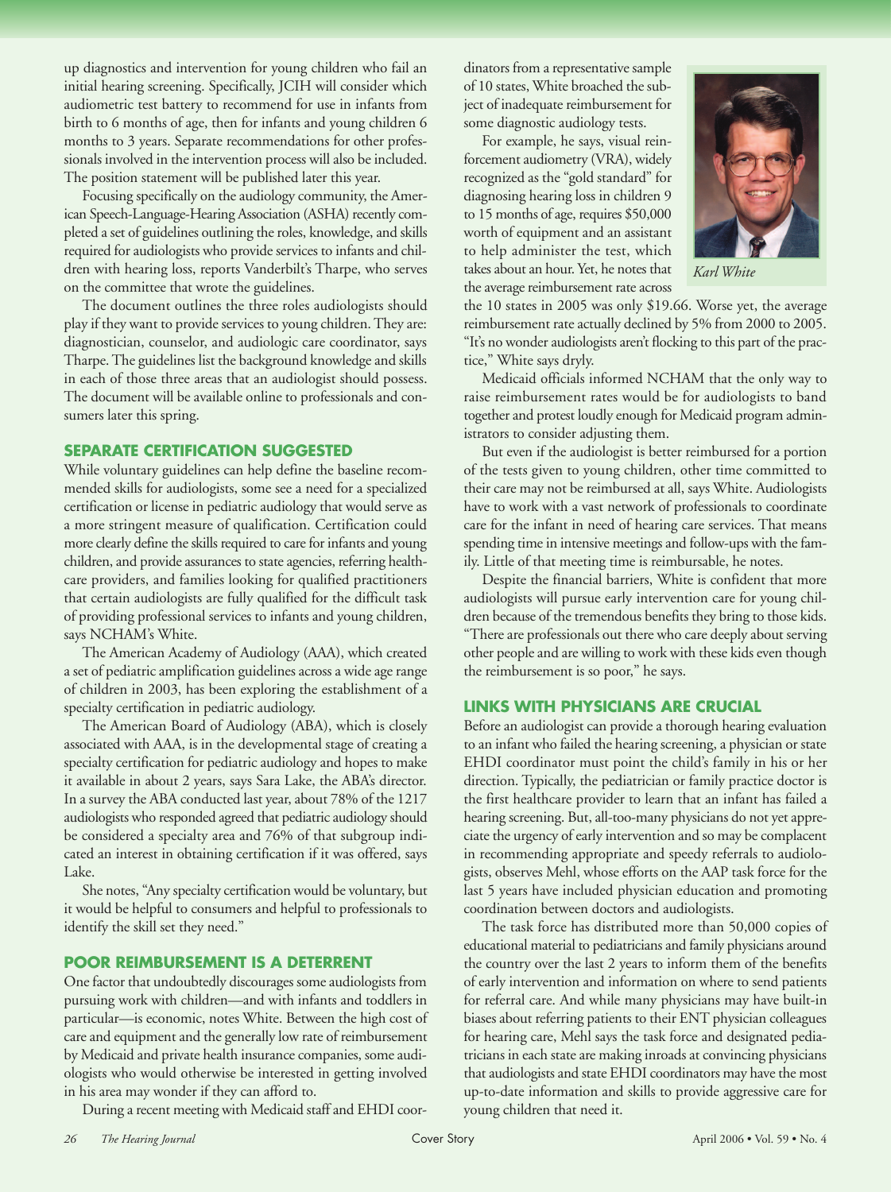up diagnostics and intervention for young children who fail an initial hearing screening. Specifically, JCIH will consider which audiometric test battery to recommend for use in infants from birth to 6 months of age, then for infants and young children 6 months to 3 years. Separate recommendations for other professionals involved in the intervention process will also be included. The position statement will be published later this year.

Focusing specifically on the audiology community, the American Speech-Language-Hearing Association (ASHA) recently completed a set of guidelines outlining the roles, knowledge, and skills required for audiologists who provide services to infants and children with hearing loss, reports Vanderbilt's Tharpe, who serves on the committee that wrote the guidelines.

The document outlines the three roles audiologists should play if they want to provide services to young children. They are: diagnostician, counselor, and audiologic care coordinator, says Tharpe. The guidelines list the background knowledge and skills in each of those three areas that an audiologist should possess. The document will be available online to professionals and consumers later this spring.

## SEPARATE CERTIFICATION SUGGESTED

While voluntary guidelines can help define the baseline recommended skills for audiologists, some see a need for a specialized certification or license in pediatric audiology that would serve as a more stringent measure of qualification. Certification could more clearly define the skills required to care for infants and young children, and provide assurances to state agencies, referring healthcare providers, and families looking for qualified practitioners that certain audiologists are fully qualified for the difficult task of providing professional services to infants and young children, says NCHAM's White.

The American Academy of Audiology (AAA), which created a set of pediatric amplification guidelines across a wide age range of children in 2003, has been exploring the establishment of a specialty certification in pediatric audiology.

The American Board of Audiology (ABA), which is closely associated with AAA, is in the developmental stage of creating a specialty certification for pediatric audiology and hopes to make it available in about 2 years, says Sara Lake, the ABA's director. In a survey the ABA conducted last year, about 78% of the 1217 audiologists who responded agreed that pediatric audiology should be considered a specialty area and 76% of that subgroup indicated an interest in obtaining certification if it was offered, says Lake.

She notes, "Any specialty certification would be voluntary, but it would be helpful to consumers and helpful to professionals to identify the skill set they need."

## POOR REIMBURSEMENT IS A DETERRENT

One factor that undoubtedly discourages some audiologists from pursuing work with children—and with infants and toddlers in particular—is economic, notes White. Between the high cost of care and equipment and the generally low rate of reimbursement by Medicaid and private health insurance companies, some audiologists who would otherwise be interested in getting involved in his area may wonder if they can afford to.

During a recent meeting with Medicaid staff and EHDI coordinators from a representative sample of 10 states, White broached the subject of inadequate reimbursement for some diagnostic audiology tests.

*Karl White*

For example, he says, visual reinforcement audiometry (VRA), widely recognized as the "gold standard" for diagnosing hearing loss in children 9 to 15 months of age, requires $50,000 worth of equipment and an assistant to help administer the test, which takes about an hour. Yet, he notes that the average reimbursement rate across the 10 states in 2005 was only $19.66. Worse yet, the average reimbursement rate actually declined by 5% from 2000 to 2005. "It's no wonder audiologists aren't flocking to this part of the practice," White says dryly.

Medicaid officials informed NCHAM that the only way to raise reimbursement rates would be for audiologists to band together and protest loudly enough for Medicaid program administrators to consider adjusting them.

But even if the audiologist is better reimbursed for a portion of the tests given to young children, other time committed to their care may not be reimbursed at all, says White. Audiologists have to work with a vast network of professionals to coordinate care for the infant in need of hearing care services. That means spending time in intensive meetings and follow-ups with the family. Little of that meeting time is reimbursable, he notes.

Despite the financial barriers, White is confident that more audiologists will pursue early intervention care for young children because of the tremendous benefits they bring to those kids. "There are professionals out there who care deeply about serving other people and are willing to work with these kids even though the reimbursement is so poor," he says.

## LINKS WITH PHYSICIANS ARE CRUCIAL

Before an audiologist can provide a thorough hearing evaluation to an infant who failed the hearing screening, a physician or state EHDI coordinator must point the child's family in his or her direction. Typically, the pediatrician or family practice doctor is the first healthcare provider to learn that an infant has failed a hearing screening. But, all-too-many physicians do not yet appreciate the urgency of early intervention and so may be complacent in recommending appropriate and speedy referrals to audiologists, observes Mehl, whose efforts on the AAP task force for the last 5 years have included physician education and promoting coordination between doctors and audiologists.

The task force has distributed more than 50,000 copies of educational material to pediatricians and family physicians around the country over the last 2 years to inform them of the benefits of early intervention and information on where to send patients for referral care. And while many physicians may have built-in biases about referring patients to their ENT physician colleagues for hearing care, Mehl says the task force and designated pediatricians in each state are making inroads at convincing physicians that audiologists and state EHDI coordinators may have the most up-to-date information and skills to provide aggressive care for young children that need it.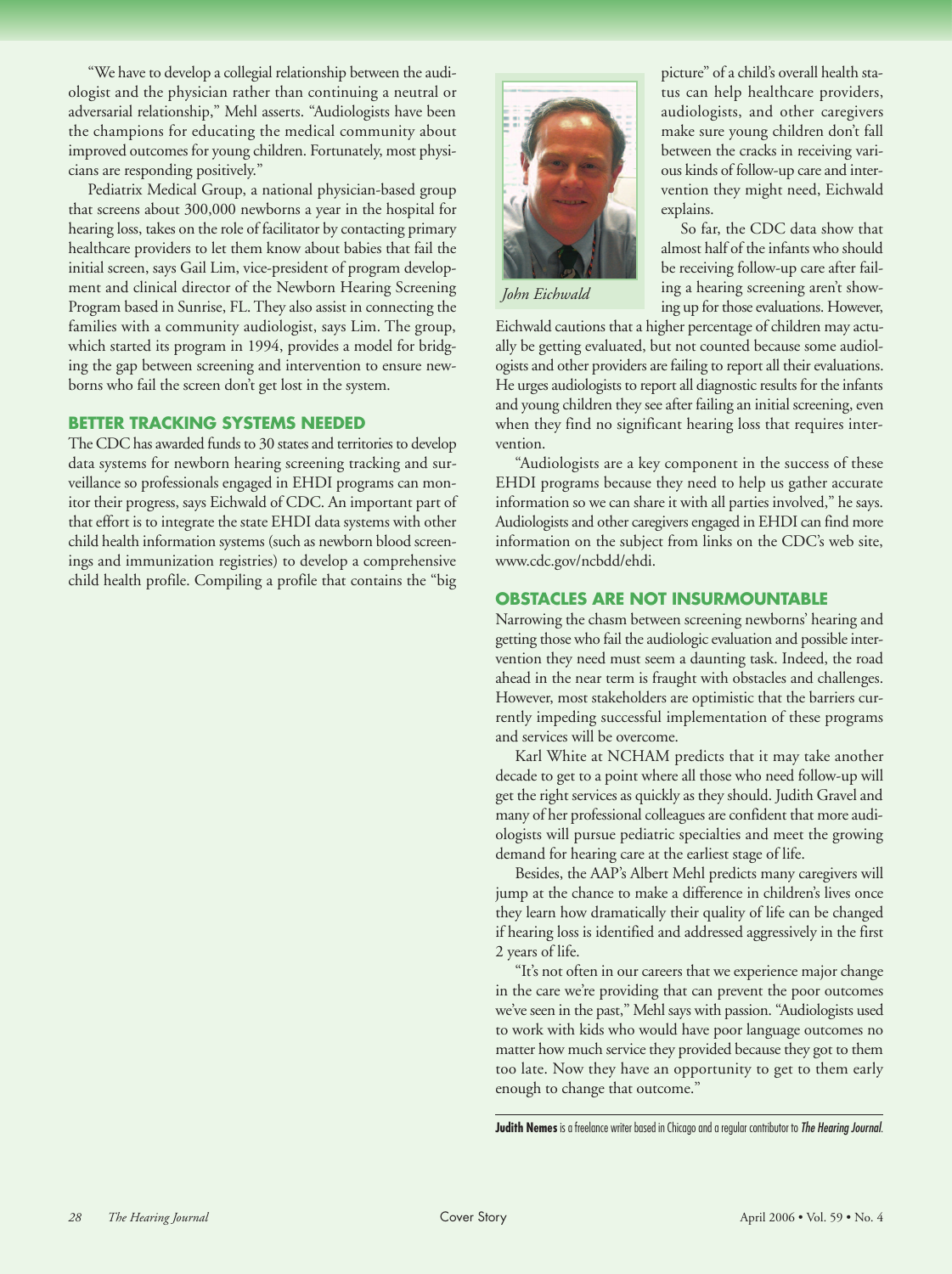"We have to develop a collegial relationship between the audiologist and the physician rather than continuing a neutral or adversarial relationship," Mehl asserts. "Audiologists have been the champions for educating the medical community about improved outcomes for young children. Fortunately, most physicians are responding positively."

Pediatrix Medical Group, a national physician-based group that screens about 300,000 newborns a year in the hospital for hearing loss, takes on the role of facilitator by contacting primary healthcare providers to let them know about babies that fail the initial screen, says Gail Lim, vice-president of program development and clinical director of the Newborn Hearing Screening Program based in Sunrise, FL. They also assist in connecting the families with a community audiologist, says Lim. The group, which started its program in 1994, provides a model for bridging the gap between screening and intervention to ensure newborns who fail the screen don't get lost in the system.

## BETTER TRACKING SYSTEMS NEEDED

The CDC has awarded funds to 30 states and territories to develop data systems for newborn hearing screening tracking and surveillance so professionals engaged in EHDI programs can monitor their progress, says Eichwald of CDC. An important part of that effort is to integrate the state EHDI data systems with other child health information systems (such as newborn blood screenings and immunization registries) to develop a comprehensive child health profile. Compiling a profile that contains the "big picture" of a child's overall health status can help healthcare providers, audiologists, and other caregivers make sure young children don't fall between the cracks in receiving various kinds of follow-up care and intervention they might need, Eichwald explains.

*John Eichwald*

So far, the CDC data show that almost half of the infants who should be receiving follow-up care after failing a hearing screening aren't showing up for those evaluations. However, Eichwald cautions that a higher percentage of children may actually be getting evaluated, but not counted because some audiologists and other providers are failing to report all their evaluations. He urges audiologists to report all diagnostic results for the infants and young children they see after failing an initial screening, even when they find no significant hearing loss that requires intervention.

"Audiologists are a key component in the success of these EHDI programs because they need to help us gather accurate information so we can share it with all parties involved," he says. Audiologists and other caregivers engaged in EHDI can find more information on the subject from links on the CDC's web site, www.cdc.gov/ncbdd/ehdi.

## OBSTACLES ARE NOT INSURMOUNTABLE

Narrowing the chasm between screening newborns' hearing and getting those who fail the audiologic evaluation and possible intervention they need must seem a daunting task. Indeed, the road ahead in the near term is fraught with obstacles and challenges. However, most stakeholders are optimistic that the barriers currently impeding successful implementation of these programs and services will be overcome.

Karl White at NCHAM predicts that it may take another decade to get to a point where all those who need follow-up will get the right services as quickly as they should. Judith Gravel and many of her professional colleagues are confident that more audiologists will pursue pediatric specialties and meet the growing demand for hearing care at the earliest stage of life.

Besides, the AAP's Albert Mehl predicts many caregivers will jump at the chance to make a difference in children's lives once they learn how dramatically their quality of life can be changed if hearing loss is identified and addressed aggressively in the first 2 years of life.

"It's not often in our careers that we experience major change in the care we're providing that can prevent the poor outcomes we've seen in the past," Mehl says with passion. "Audiologists used to work with kids who would have poor language outcomes no matter how much service they provided because they got to them too late. Now they have an opportunity to get to them early enough to change that outcome."

---

**Judith Nemes** is a freelance writer based in Chicago and a regular contributor to ***The Hearing Journal***.